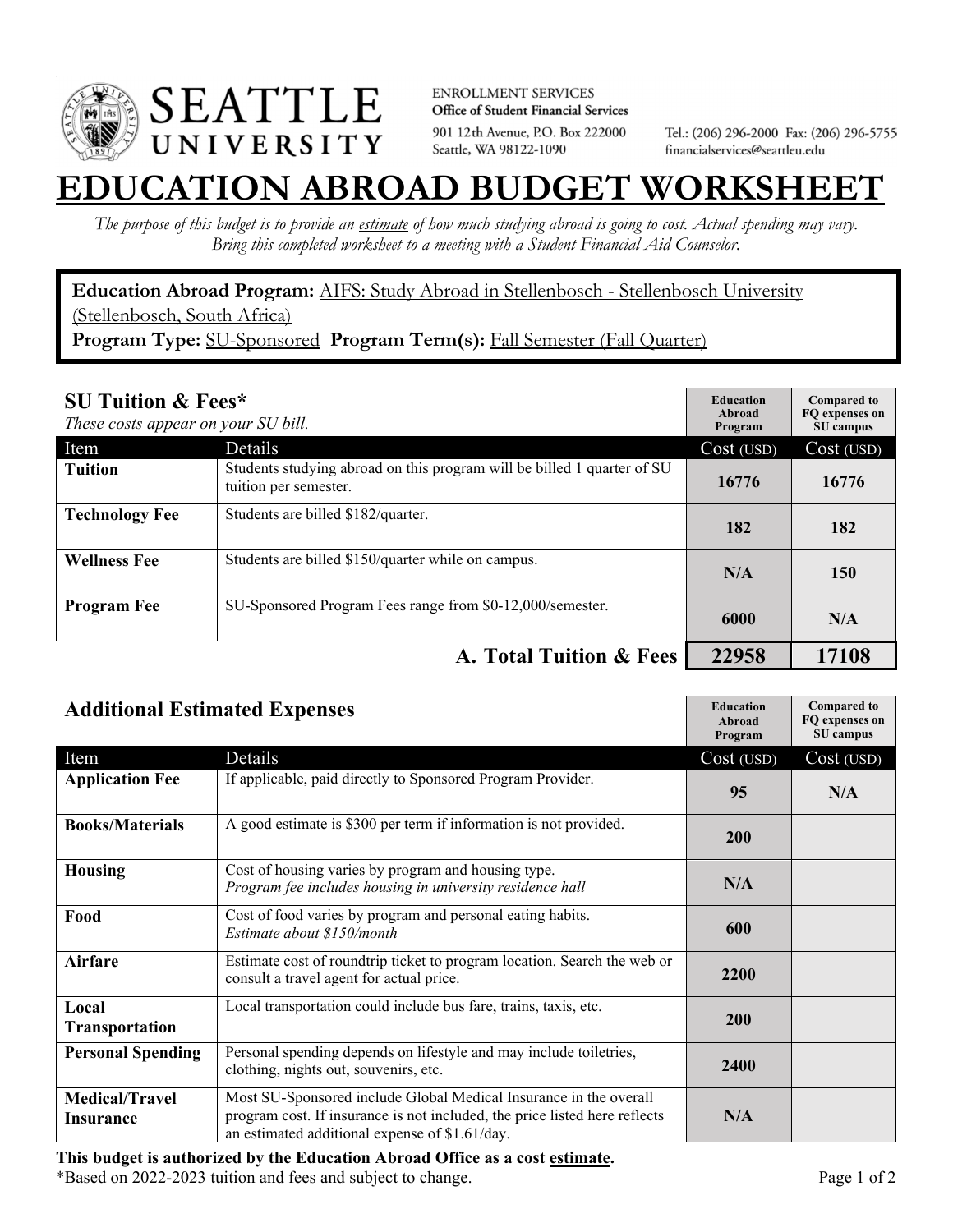**Seattle University**

ENROLLMENT SERVICES
**Office of Student Financial Services**
901 12th Avenue, P.O. Box 222000
Seattle, WA 98122-1090

Tel.: (206) 296-2000 Fax: (206) 296-5755
financialservices@seattleu.edu

# EDUCATION ABROAD BUDGET WORKSHEET

*The purpose of this budget is to provide an estimate of how much studying abroad is going to cost. Actual spending may vary. Bring this completed worksheet to a meeting with a Student Financial Aid Counselor.*

**Education Abroad Program:** AIFS: Study Abroad in Stellenbosch - Stellenbosch University (Stellenbosch, South Africa)
**Program Type:** SU-Sponsored **Program Term(s):** Fall Semester (Fall Quarter)

## SU Tuition & Fees*

*These costs appear on your SU bill.*

| Item | Details | Education Abroad Program Cost (USD) | Compared to FQ expenses on SU campus Cost (USD) |
|---|---|---|---|
| **Tuition** | Students studying abroad on this program will be billed 1 quarter of SU tuition per semester. | 16776 | 16776 |
| **Technology Fee** | Students are billed $182/quarter. | 182 | 182 |
| **Wellness Fee** | Students are billed $150/quarter while on campus. | N/A | 150 |
| **Program Fee** | SU-Sponsored Program Fees range from $0-12,000/semester. | 6000 | N/A |
| | **A. Total Tuition & Fees** | **22958** | **17108** |

## Additional Estimated Expenses

| Item | Details | Education Abroad Program Cost (USD) | Compared to FQ expenses on SU campus Cost (USD) |
|---|---|---|---|
| **Application Fee** | If applicable, paid directly to Sponsored Program Provider. | 95 | N/A |
| **Books/Materials** | A good estimate is $300 per term if information is not provided. | 200 | |
| **Housing** | Cost of housing varies by program and housing type. *Program fee includes housing in university residence hall* | N/A | |
| **Food** | Cost of food varies by program and personal eating habits. *Estimate about $150/month* | 600 | |
| **Airfare** | Estimate cost of roundtrip ticket to program location. Search the web or consult a travel agent for actual price. | 2200 | |
| **Local Transportation** | Local transportation could include bus fare, trains, taxis, etc. | 200 | |
| **Personal Spending** | Personal spending depends on lifestyle and may include toiletries, clothing, nights out, souvenirs, etc. | 2400 | |
| **Medical/Travel Insurance** | Most SU-Sponsored include Global Medical Insurance in the overall program cost. If insurance is not included, the price listed here reflects an estimated additional expense of $1.61/day. | N/A | |

**This budget is authorized by the Education Abroad Office as a cost estimate.**
*Based on 2022-2023 tuition and fees and subject to change.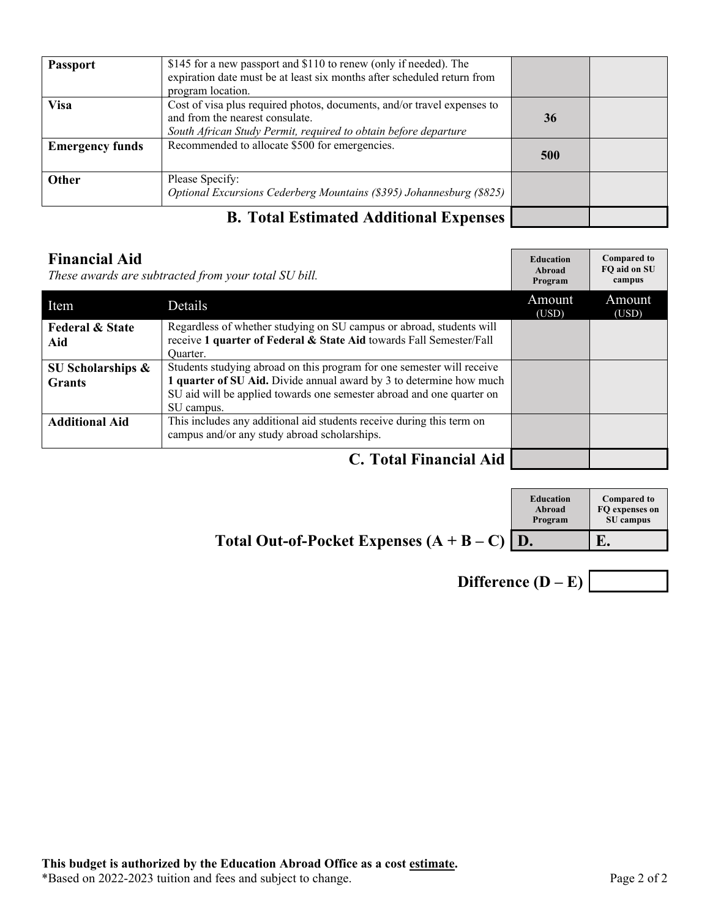| | | | |
|---|---|---|---|
| **Passport** | $145 for a new passport and $110 to renew (only if needed). The expiration date must be at least six months after scheduled return from program location. | | |
| **Visa** | Cost of visa plus required photos, documents, and/or travel expenses to and from the nearest consulate. *South African Study Permit, required to obtain before departure* | 36 | |
| **Emergency funds** | Recommended to allocate $500 for emergencies. | 500 | |
| **Other** | Please Specify: *Optional Excursions Cederberg Mountains ($395) Johannesburg ($825)* | | |
| | **B. Total Estimated Additional Expenses** | | |

## Financial Aid

*These awards are subtracted from your total SU bill.*

| Item | Details | Education Abroad Program Amount (USD) | Compared to FQ aid on SU campus Amount (USD) |
|---|---|---|---|
| **Federal & State Aid** | Regardless of whether studying on SU campus or abroad, students will receive **1 quarter of Federal & State Aid** towards Fall Semester/Fall Quarter. | | |
| **SU Scholarships & Grants** | Students studying abroad on this program for one semester will receive **1 quarter of SU Aid.** Divide annual award by 3 to determine how much SU aid will be applied towards one semester abroad and one quarter on SU campus. | | |
| **Additional Aid** | This includes any additional aid students receive during this term on campus and/or any study abroad scholarships. | | |
| | **C. Total Financial Aid** | | |

| | Education Abroad Program | Compared to FQ expenses on SU campus |
|---|---|---|
| **Total Out-of-Pocket Expenses (A + B – C)** | **D.** | **E.** |

| | |
|---|---|
| **Difference (D – E)** | |

**This budget is authorized by the Education Abroad Office as a cost estimate.**

*Based on 2022-2023 tuition and fees and subject to change.